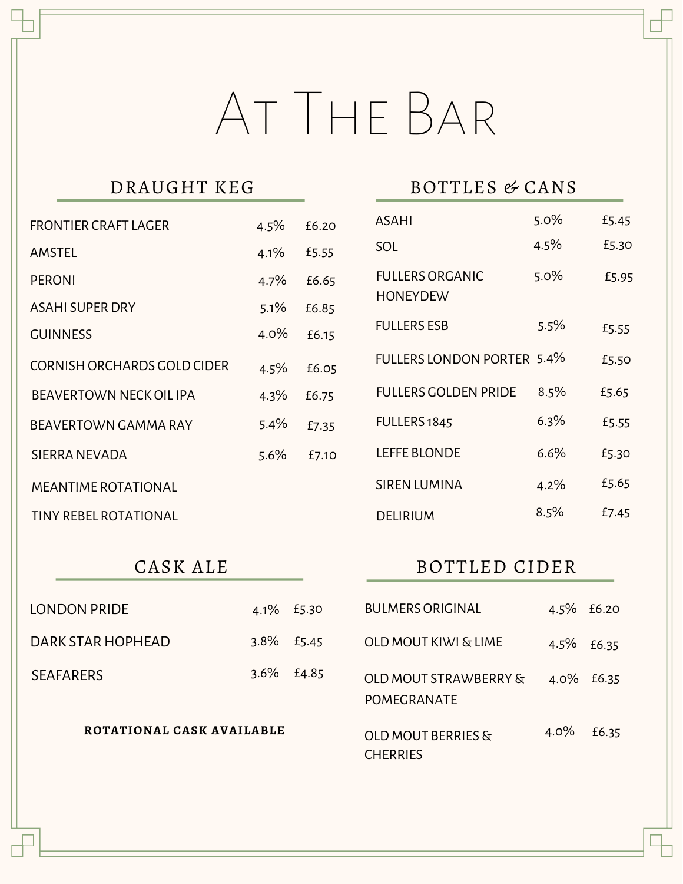# At The Bar

## DRAUGHT KEG

| | | |
|---|---|---|
| FRONTIER CRAFT LAGER | 4.5% | £6.20 |
| AMSTEL | 4.1% | £5.55 |
| PERONI | 4.7% | £6.65 |
| ASAHI SUPER DRY | 5.1% | £6.85 |
| GUINNESS | 4.0% | £6.15 |
| CORNISH ORCHARDS GOLD CIDER | 4.5% | £6.05 |
| BEAVERTOWN NECK OIL IPA | 4.3% | £6.75 |
| BEAVERTOWN GAMMA RAY | 5.4% | £7.35 |
| SIERRA NEVADA | 5.6% | £7.10 |
| MEANTIME ROTATIONAL | | |
| TINY REBEL ROTATIONAL | | |

## BOTTLES & CANS

| | | |
|---|---|---|
| ASAHI | 5.0% | £5.45 |
| SOL | 4.5% | £5.30 |
| FULLERS ORGANIC HONEYDEW | 5.0% | £5.95 |
| FULLERS ESB | 5.5% | £5.55 |
| FULLERS LONDON PORTER | 5.4% | £5.50 |
| FULLERS GOLDEN PRIDE | 8.5% | £5.65 |
| FULLERS 1845 | 6.3% | £5.55 |
| LEFFE BLONDE | 6.6% | £5.30 |
| SIREN LUMINA | 4.2% | £5.65 |
| DELIRIUM | 8.5% | £7.45 |

## CASK ALE

| | | |
|---|---|---|
| LONDON PRIDE | 4.1% | £5.30 |
| DARK STAR HOPHEAD | 3.8% | £5.45 |
| SEAFARERS | 3.6% | £4.85 |

**ROTATIONAL CASK AVAILABLE**

## BOTTLED CIDER

| | | |
|---|---|---|
| BULMERS ORIGINAL | 4.5% | £6.20 |
| OLD MOUT KIWI & LIME | 4.5% | £6.35 |
| OLD MOUT STRAWBERRY & POMEGRANATE | 4.0% | £6.35 |
| OLD MOUT BERRIES & CHERRIES | 4.0% | £6.35 |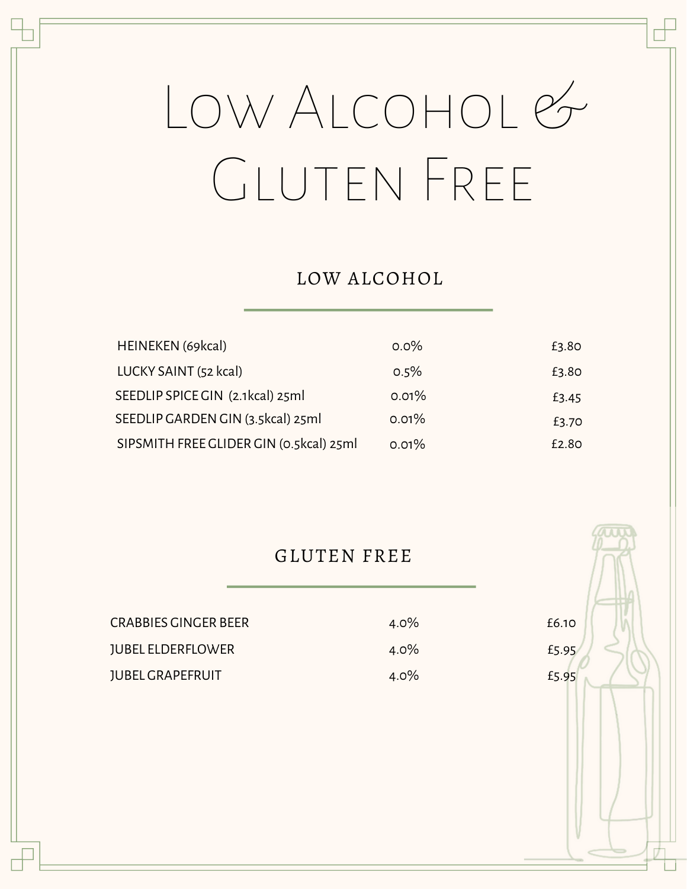# Low Alcohol & Gluten Free

## LOW ALCOHOL

| | | |
|---|---|---|
| HEINEKEN (69kcal) | 0.0% | £3.80 |
| LUCKY SAINT (52 kcal) | 0.5% | £3.80 |
| SEEDLIP SPICE GIN (2.1kcal) 25ml | 0.01% | £3.45 |
| SEEDLIP GARDEN GIN (3.5kcal) 25ml | 0.01% | £3.70 |
| SIPSMITH FREE GLIDER GIN (0.5kcal) 25ml | 0.01% | £2.80 |

## GLUTEN FREE

| | | |
|---|---|---|
| CRABBIES GINGER BEER | 4.0% | £6.10 |
| JUBEL ELDERFLOWER | 4.0% | £5.95 |
| JUBEL GRAPEFRUIT | 4.0% | £5.95 |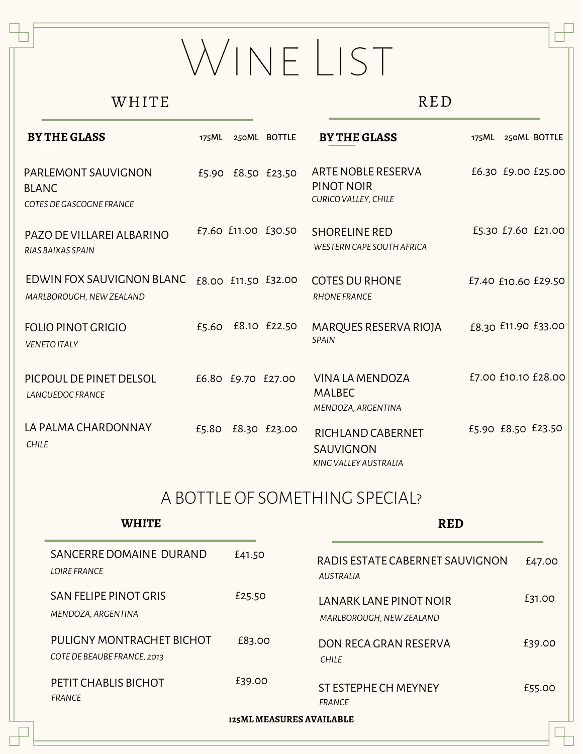# Wine List

## White

| BY THE GLASS | 175ML | 250ML | BOTTLE |
| --- | --- | --- | --- |
| PARLEMONT SAUVIGNON BLANC *COTES DE GASCOGNE FRANCE* | £5.90 | £8.50 | £23.50 |
| PAZO DE VILLAREI ALBARINO *RIAS BAIXAS SPAIN* | £7.60 | £11.00 | £30.50 |
| EDWIN FOX SAUVIGNON BLANC *MARLBOROUGH, NEW ZEALAND* | £8.00 | £11.50 | £32.00 |
| FOLIO PINOT GRIGIO *VENETO ITALY* | £5.60 | £8.10 | £22.50 |
| PICPOUL DE PINET DELSOL *LANGUEDOC FRANCE* | £6.80 | £9.70 | £27.00 |
| LA PALMA CHARDONNAY *CHILE* | £5.80 | £8.30 | £23.00 |

## Red

| BY THE GLASS | 175ML | 250ML | BOTTLE |
| --- | --- | --- | --- |
| ARTE NOBLE RESERVA PINOT NOIR *CURICO VALLEY, CHILE* | £6.30 | £9.00 | £25.00 |
| SHORELINE RED *WESTERN CAPE SOUTH AFRICA* | £5.30 | £7.60 | £21.00 |
| COTES DU RHONE *RHONE FRANCE* | £7.40 | £10.60 | £29.50 |
| MARQUES RESERVA RIOJA *SPAIN* | £8.30 | £11.90 | £33.00 |
| VINA LA MENDOZA MALBEC *MENDOZA, ARGENTINA* | £7.00 | £10.10 | £28.00 |
| RICHLAND CABERNET SAUVIGNON *KING VALLEY AUSTRALIA* | £5.90 | £8.50 | £23.50 |

## A Bottle of Something Special?

### White

| Wine | Price |
| --- | --- |
| SANCERRE DOMAINE DURAND *LOIRE FRANCE* | £41.50 |
| SAN FELIPE PINOT GRIS *MENDOZA, ARGENTINA* | £25.50 |
| PULIGNY MONTRACHET BICHOT *COTE DE BEAUBE FRANCE, 2013* | £83.00 |
| PETIT CHABLIS BICHOT *FRANCE* | £39.00 |

### Red

| Wine | Price |
| --- | --- |
| RADIS ESTATE CABERNET SAUVIGNON *AUSTRALIA* | £47.00 |
| LANARK LANE PINOT NOIR *MARLBOROUGH, NEW ZEALAND* | £31.00 |
| DON RECA GRAN RESERVA *CHILE* | £39.00 |
| ST ESTEPHE CH MEYNEY *FRANCE* | £55.00 |

**125ML MEASURES AVAILABLE**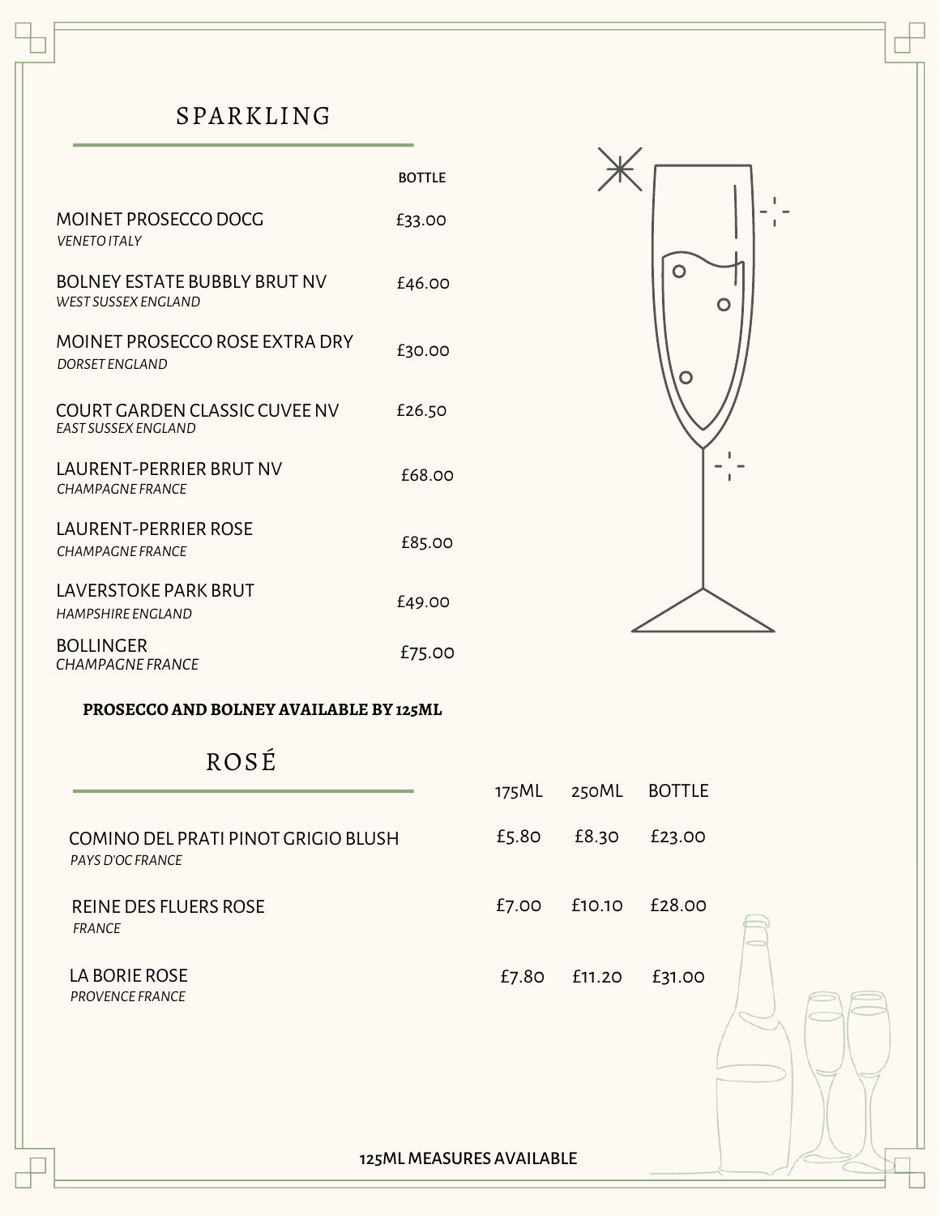## SPARKLING

| | BOTTLE |
|---|---|
| MOINET PROSECCO DOCG<br>*VENETO ITALY* | £33.00 |
| BOLNEY ESTATE BUBBLY BRUT NV<br>*WEST SUSSEX ENGLAND* | £46.00 |
| MOINET PROSECCO ROSE EXTRA DRY<br>*DORSET ENGLAND* | £30.00 |
| COURT GARDEN CLASSIC CUVEE NV<br>*EAST SUSSEX ENGLAND* | £26.50 |
| LAURENT-PERRIER BRUT NV<br>*CHAMPAGNE FRANCE* | £68.00 |
| LAURENT-PERRIER ROSE<br>*CHAMPAGNE FRANCE* | £85.00 |
| LAVERSTOKE PARK BRUT<br>*HAMPSHIRE ENGLAND* | £49.00 |
| BOLLINGER<br>*CHAMPAGNE FRANCE* | £75.00 |

**PROSECCO AND BOLNEY AVAILABLE BY 125ML**

## ROSÉ

| | 175ML | 250ML | BOTTLE |
|---|---|---|---|
| COMINO DEL PRATI PINOT GRIGIO BLUSH<br>*PAYS D'OC FRANCE* | £5.80 | £8.30 | £23.00 |
| REINE DES FLUERS ROSE<br>*FRANCE* | £7.00 | £10.10 | £28.00 |
| LA BORIE ROSE<br>*PROVENCE FRANCE* | £7.80 | £11.20 | £31.00 |

125ML MEASURES AVAILABLE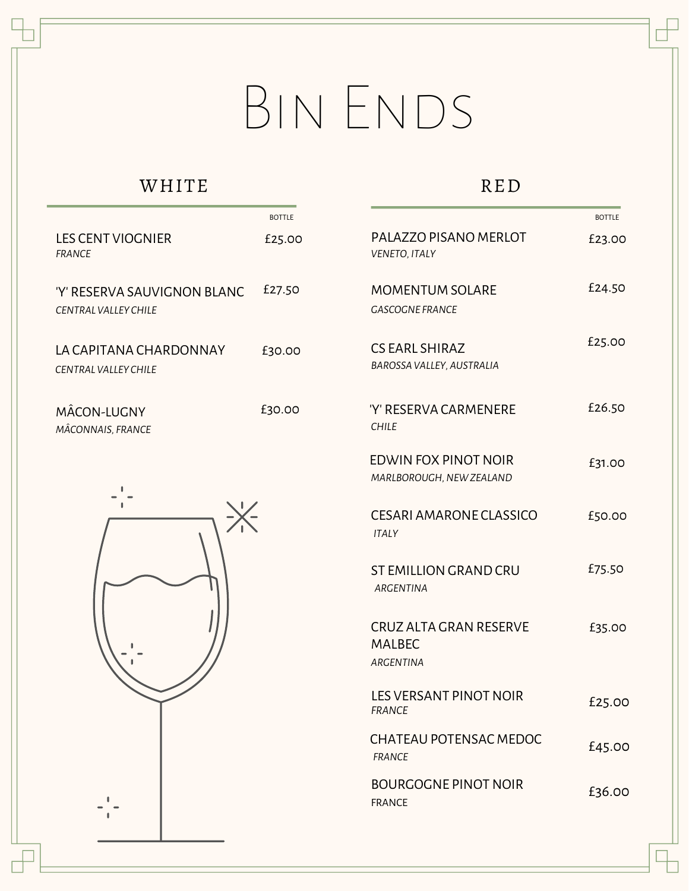# Bin Ends

## WHITE

| | BOTTLE |
|---|---|
| LES CENT VIOGNIER<br>*FRANCE* | £25.00 |
| 'Y' RESERVA SAUVIGNON BLANC<br>*CENTRAL VALLEY CHILE* | £27.50 |
| LA CAPITANA CHARDONNAY<br>*CENTRAL VALLEY CHILE* | £30.00 |
| MÂCON-LUGNY<br>*MÂCONNAIS, FRANCE* | £30.00 |

## RED

| | BOTTLE |
|---|---|
| PALAZZO PISANO MERLOT<br>*VENETO, ITALY* | £23.00 |
| MOMENTUM SOLARE<br>*GASCOGNE FRANCE* | £24.50 |
| CS EARL SHIRAZ<br>*BAROSSA VALLEY, AUSTRALIA* | £25.00 |
| 'Y' RESERVA CARMENERE<br>*CHILE* | £26.50 |
| EDWIN FOX PINOT NOIR<br>*MARLBOROUGH, NEW ZEALAND* | £31.00 |
| CESARI AMARONE CLASSICO<br>*ITALY* | £50.00 |
| ST EMILLION GRAND CRU<br>*ARGENTINA* | £75.50 |
| CRUZ ALTA GRAN RESERVE MALBEC<br>*ARGENTINA* | £35.00 |
| LES VERSANT PINOT NOIR<br>*FRANCE* | £25.00 |
| CHATEAU POTENSAC MEDOC<br>*FRANCE* | £45.00 |
| BOURGOGNE PINOT NOIR<br>FRANCE | £36.00 |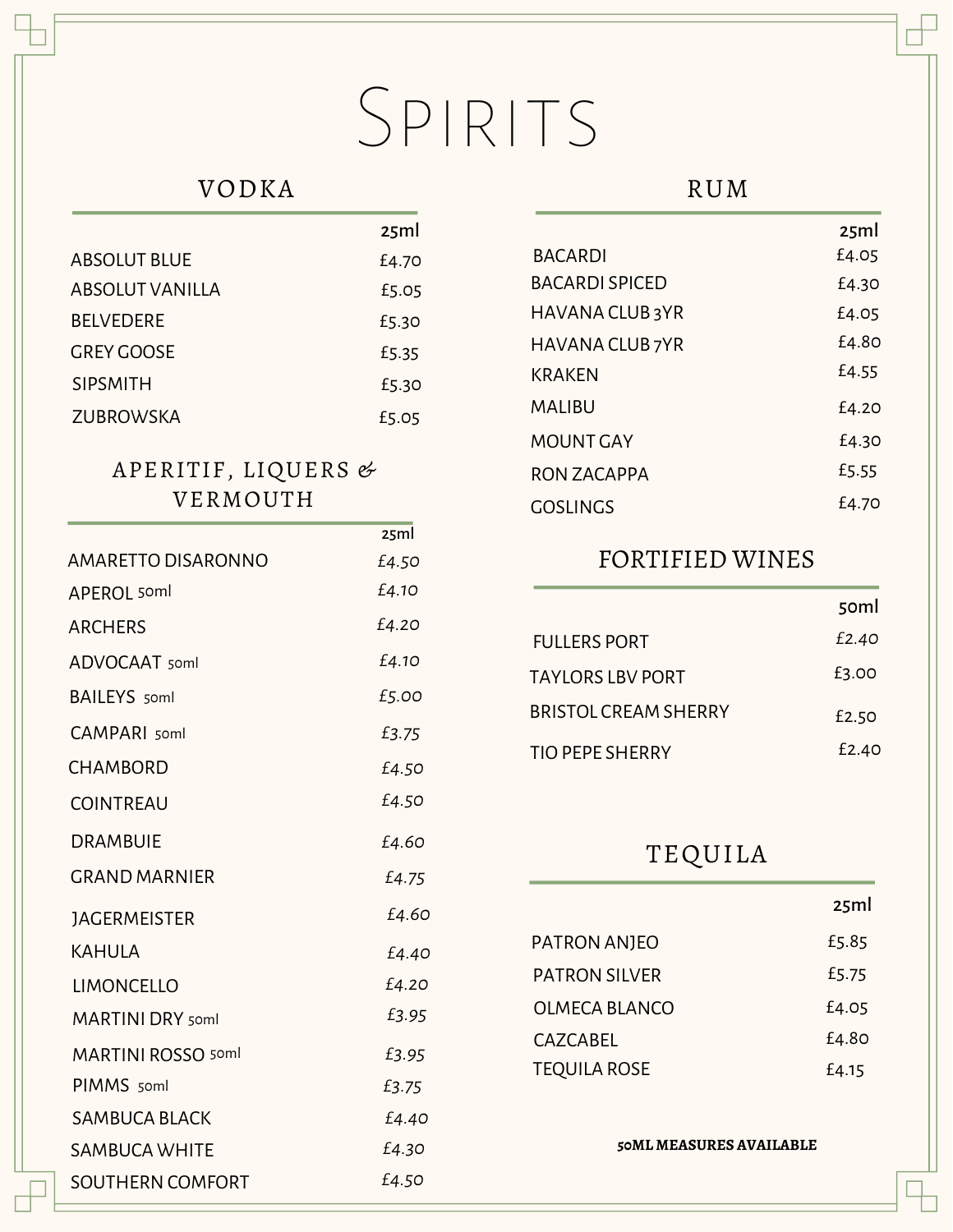# Spirits

## VODKA

| | 25ml |
|---|---|
| ABSOLUT BLUE | £4.70 |
| ABSOLUT VANILLA | £5.05 |
| BELVEDERE | £5.30 |
| GREY GOOSE | £5.35 |
| SIPSMITH | £5.30 |
| ZUBROWSKA | £5.05 |

## APERITIF, LIQUERS & VERMOUTH

| | 25ml |
|---|---|
| AMARETTO DISARONNO | £4.50 |
| APEROL 50ml | £4.10 |
| ARCHERS | £4.20 |
| ADVOCAAT 50ml | £4.10 |
| BAILEYS 50ml | £5.00 |
| CAMPARI 50ml | £3.75 |
| CHAMBORD | £4.50 |
| COINTREAU | £4.50 |
| DRAMBUIE | £4.60 |
| GRAND MARNIER | £4.75 |
| JAGERMEISTER | £4.60 |
| KAHULA | £4.40 |
| LIMONCELLO | £4.20 |
| MARTINI DRY 50ml | £3.95 |
| MARTINI ROSSO 50ml | £3.95 |
| PIMMS 50ml | £3.75 |
| SAMBUCA BLACK | £4.40 |
| SAMBUCA WHITE | £4.30 |
| SOUTHERN COMFORT | £4.50 |

## RUM

| | 25ml |
|---|---|
| BACARDI | £4.05 |
| BACARDI SPICED | £4.30 |
| HAVANA CLUB 3YR | £4.05 |
| HAVANA CLUB 7YR | £4.80 |
| KRAKEN | £4.55 |
| MALIBU | £4.20 |
| MOUNT GAY | £4.30 |
| RON ZACAPPA | £5.55 |
| GOSLINGS | £4.70 |

## FORTIFIED WINES

| | 50ml |
|---|---|
| FULLERS PORT | £2.40 |
| TAYLORS LBV PORT | £3.00 |
| BRISTOL CREAM SHERRY | £2.50 |
| TIO PEPE SHERRY | £2.40 |

## TEQUILA

| | 25ml |
|---|---|
| PATRON ANJEO | £5.85 |
| PATRON SILVER | £5.75 |
| OLMECA BLANCO | £4.05 |
| CAZCABEL | £4.80 |
| TEQUILA ROSE | £4.15 |

**50ML MEASURES AVAILABLE**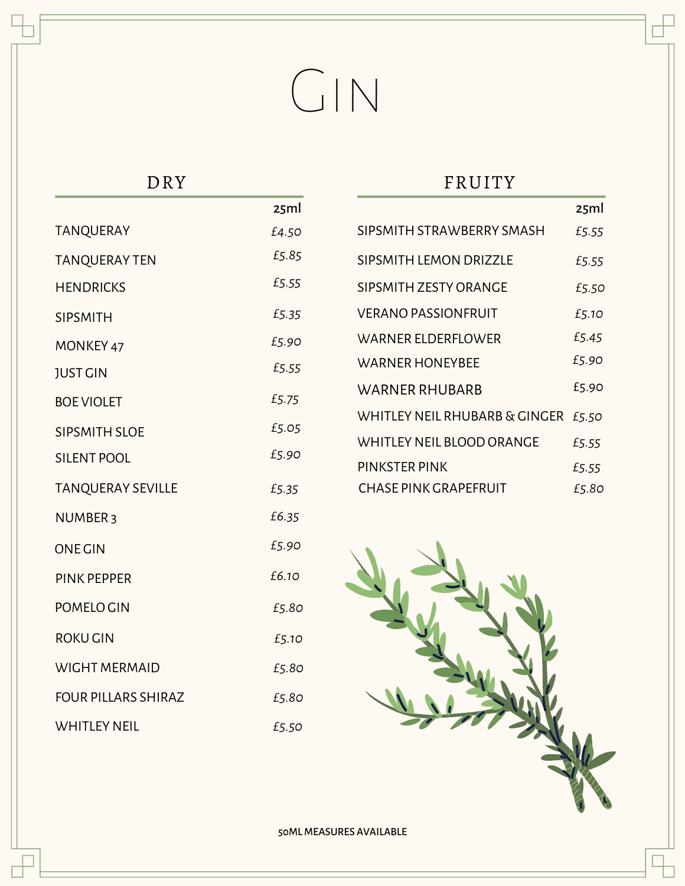# Gin

## DRY

| | 25ml |
|---|---|
| TANQUERAY | £4.50 |
| TANQUERAY TEN | £5.85 |
| HENDRICKS | £5.55 |
| SIPSMITH | £5.35 |
| MONKEY 47 | £5.90 |
| JUST GIN | £5.55 |
| BOE VIOLET | £5.75 |
| SIPSMITH SLOE | £5.05 |
| SILENT POOL | £5.90 |
| TANQUERAY SEVILLE | £5.35 |
| NUMBER 3 | £6.35 |
| ONE GIN | £5.90 |
| PINK PEPPER | £6.10 |
| POMELO GIN | £5.80 |
| ROKU GIN | £5.10 |
| WIGHT MERMAID | £5.80 |
| FOUR PILLARS SHIRAZ | £5.80 |
| WHITLEY NEIL | £5.50 |

## FRUITY

| | 25ml |
|---|---|
| SIPSMITH STRAWBERRY SMASH | £5.55 |
| SIPSMITH LEMON DRIZZLE | £5.55 |
| SIPSMITH ZESTY ORANGE | £5.50 |
| VERANO PASSIONFRUIT | £5.10 |
| WARNER ELDERFLOWER | £5.45 |
| WARNER HONEYBEE | £5.90 |
| WARNER RHUBARB | £5.90 |
| WHITLEY NEIL RHUBARB & GINGER | £5.50 |
| WHITLEY NEIL BLOOD ORANGE | £5.55 |
| PINKSTER PINK | £5.55 |
| CHASE PINK GRAPEFRUIT | £5.80 |

50ML MEASURES AVAILABLE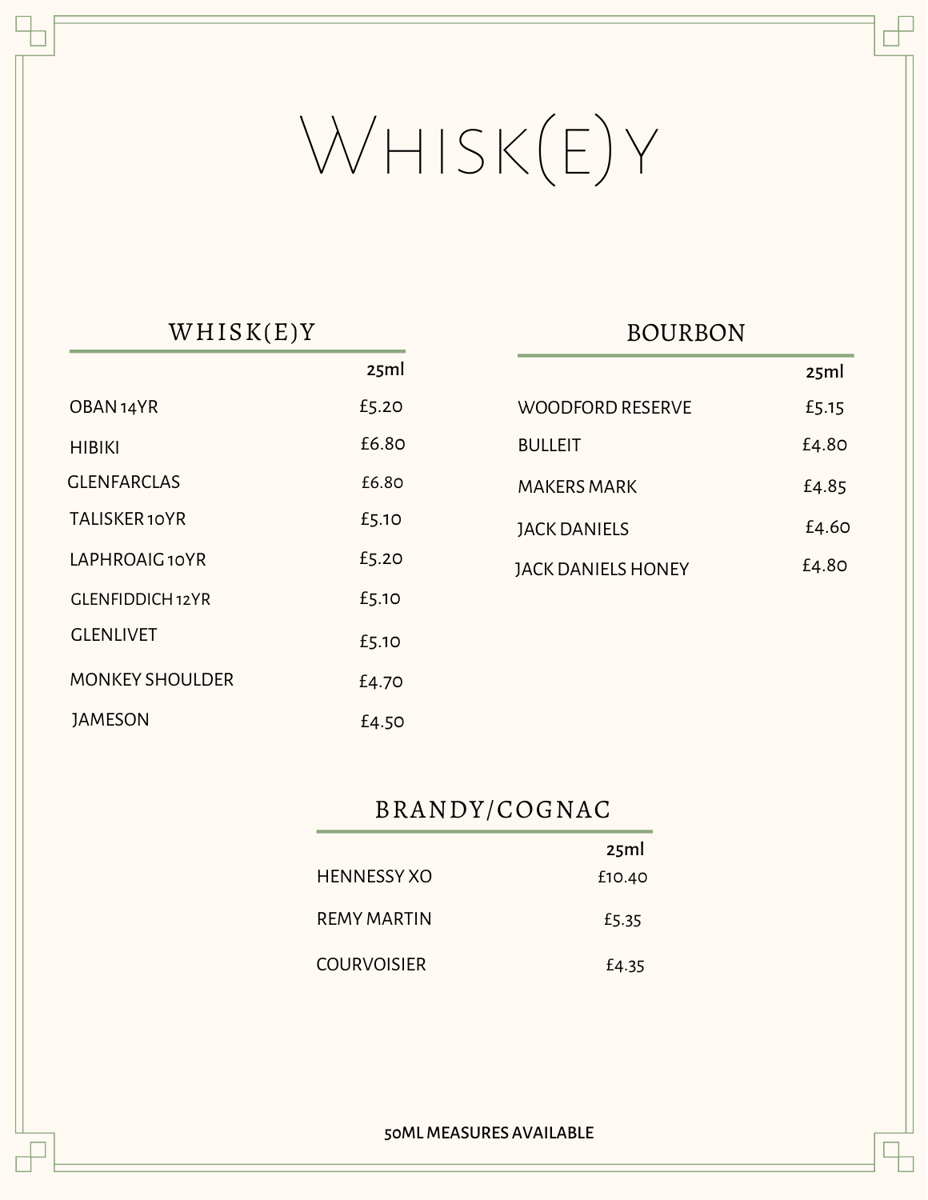# Whisk(e)y

## WHISK(E)Y

| | 25ml |
|---|---|
| OBAN 14YR | £5.20 |
| HIBIKI | £6.80 |
| GLENFARCLAS | £6.80 |
| TALISKER 10YR | £5.10 |
| LAPHROAIG 10YR | £5.20 |
| GLENFIDDICH 12YR | £5.10 |
| GLENLIVET | £5.10 |
| MONKEY SHOULDER | £4.70 |
| JAMESON | £4.50 |

## BOURBON

| | 25ml |
|---|---|
| WOODFORD RESERVE | £5.15 |
| BULLEIT | £4.80 |
| MAKERS MARK | £4.85 |
| JACK DANIELS | £4.60 |
| JACK DANIELS HONEY | £4.80 |

## BRANDY/COGNAC

| | 25ml |
|---|---|
| HENNESSY XO | £10.40 |
| REMY MARTIN | £5.35 |
| COURVOISIER | £4.35 |

50ML MEASURES AVAILABLE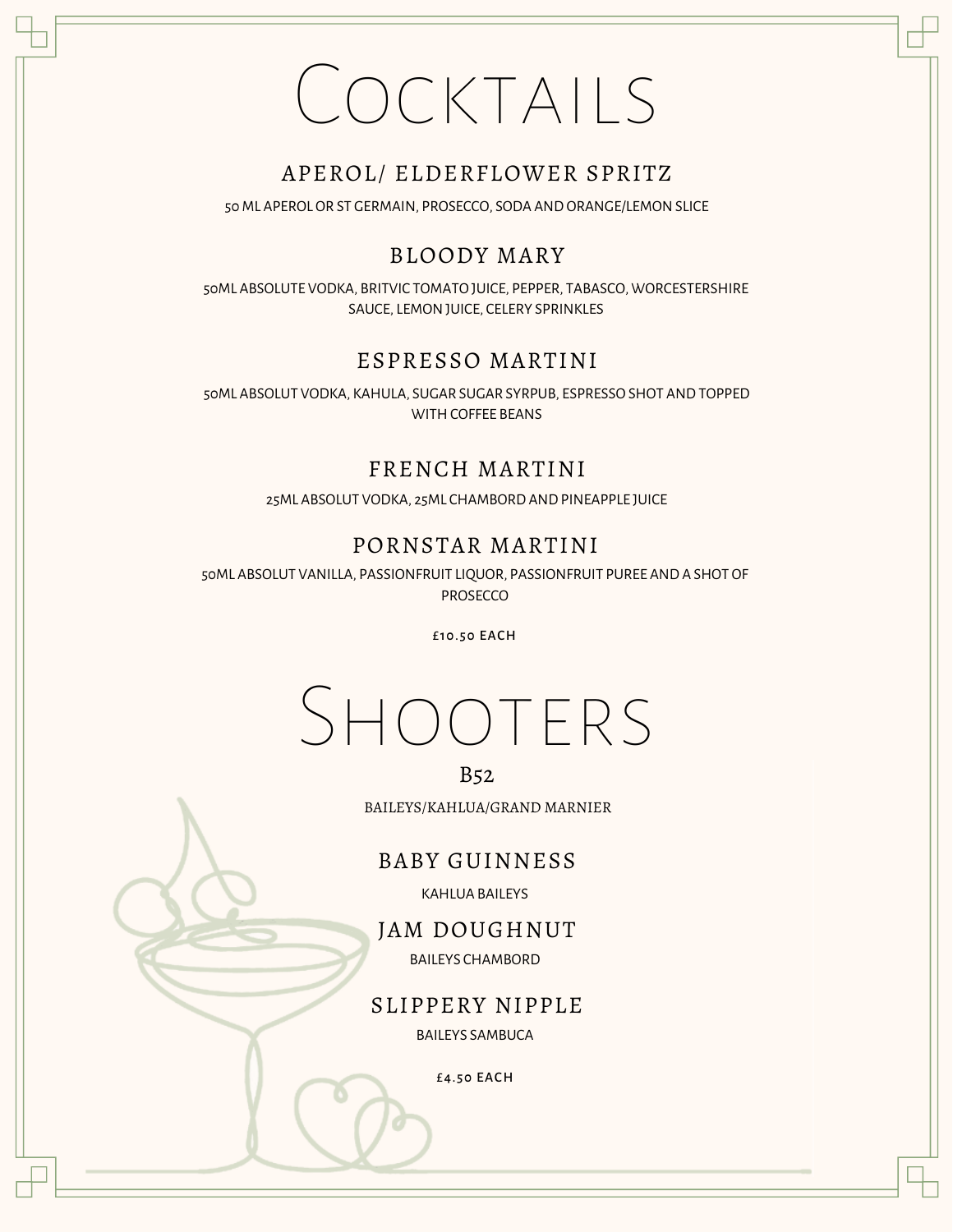# COCKTAILS

## APEROL/ ELDERFLOWER SPRITZ

50 ML APEROL OR ST GERMAIN, PROSECCO, SODA AND ORANGE/LEMON SLICE

## BLOODY MARY

50ML ABSOLUTE VODKA, BRITVIC TOMATO JUICE, PEPPER, TABASCO, WORCESTERSHIRE SAUCE, LEMON JUICE, CELERY SPRINKLES

## ESPRESSO MARTINI

50ML ABSOLUT VODKA, KAHULA, SUGAR SUGAR SYRPUB, ESPRESSO SHOT AND TOPPED WITH COFFEE BEANS

## FRENCH MARTINI

25ML ABSOLUT VODKA, 25ML CHAMBORD AND PINEAPPLE JUICE

## PORNSTAR MARTINI

50ML ABSOLUT VANILLA, PASSIONFRUIT LIQUOR, PASSIONFRUIT PUREE AND A SHOT OF PROSECCO

£10.50 EACH

# SHOOTERS

## B52

BAILEYS/KAHLUA/GRAND MARNIER

## BABY GUINNESS

KAHLUA BAILEYS

## JAM DOUGHNUT

BAILEYS CHAMBORD

## SLIPPERY NIPPLE

BAILEYS SAMBUCA

£4.50 EACH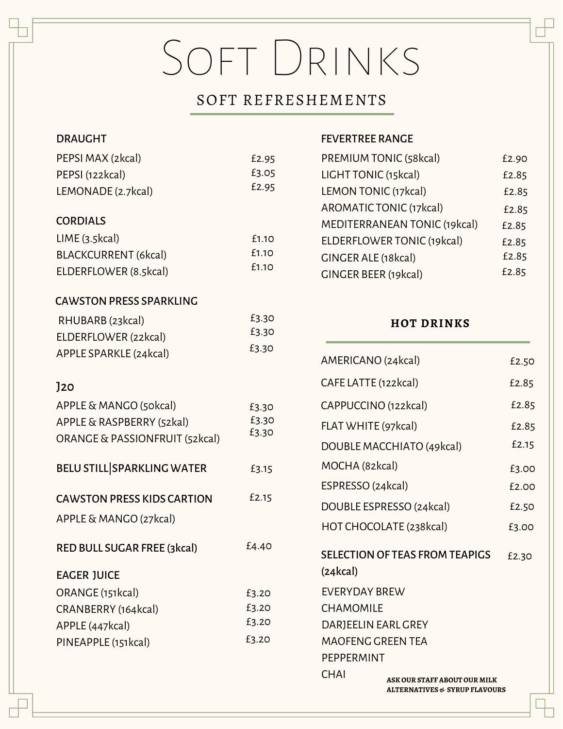# Soft Drinks

## SOFT REFRESHEMENTS

### DRAUGHT

| | |
|---|---|
| PEPSI MAX (2kcal) | £2.95 |
| PEPSI (122kcal) | £3.05 |
| LEMONADE (2.7kcal) | £2.95 |

### CORDIALS

| | |
|---|---|
| LIME (3.5kcal) | £1.10 |
| BLACKCURRENT (6kcal) | £1.10 |
| ELDERFLOWER (8.5kcal) | £1.10 |

### CAWSTON PRESS SPARKLING

| | |
|---|---|
| RHUBARB (23kcal) | £3.30 |
| ELDERFLOWER (22kcal) | £3.30 |
| APPLE SPARKLE (24kcal) | £3.30 |

### J20

| | |
|---|---|
| APPLE & MANGO (50kcal) | £3.30 |
| APPLE & RASPBERRY (52kal) | £3.30 |
| ORANGE & PASSIONFRUIT (52kcal) | £3.30 |

### BELU STILL|SPARKLING WATER £3.15

### CAWSTON PRESS KIDS CARTION £2.15

APPLE & MANGO (27kcal)

### RED BULL SUGAR FREE (3kcal) £4.40

### EAGER JUICE

| | |
|---|---|
| ORANGE (151kcal) | £3.20 |
| CRANBERRY (164kcal) | £3.20 |
| APPLE (447kcal) | £3.20 |
| PINEAPPLE (151kcal) | £3.20 |

### FEVERTREE RANGE

| | |
|---|---|
| PREMIUM TONIC (58kcal) | £2.90 |
| LIGHT TONIC (15kcal) | £2.85 |
| LEMON TONIC (17kcal) | £2.85 |
| AROMATIC TONIC (17kcal) | £2.85 |
| MEDITERRANEAN TONIC (19kcal) | £2.85 |
| ELDERFLOWER TONIC (19kcal) | £2.85 |
| GINGER ALE (18kcal) | £2.85 |
| GINGER BEER (19kcal) | £2.85 |

## HOT DRINKS

| | |
|---|---|
| AMERICANO (24kcal) | £2.50 |
| CAFE LATTE (122kcal) | £2.85 |
| CAPPUCCINO (122kcal) | £2.85 |
| FLAT WHITE (97kcal) | £2.85 |
| DOUBLE MACCHIATO (49kcal) | £2.15 |
| MOCHA (82kcal) | £3.00 |
| ESPRESSO (24kcal) | £2.00 |
| DOUBLE ESPRESSO (24kcal) | £2.50 |
| HOT CHOCOLATE (238kcal) | £3.00 |

### SELECTION OF TEAS FROM TEAPIGS (24kcal) £2.30

EVERYDAY BREW
CHAMOMILE
DARJEELIN EARL GREY
MAOFENG GREEN TEA
PEPPERMINT
CHAI

**ASK OUR STAFF ABOUT OUR MILK ALTERNATIVES & SYRUP FLAVOURS**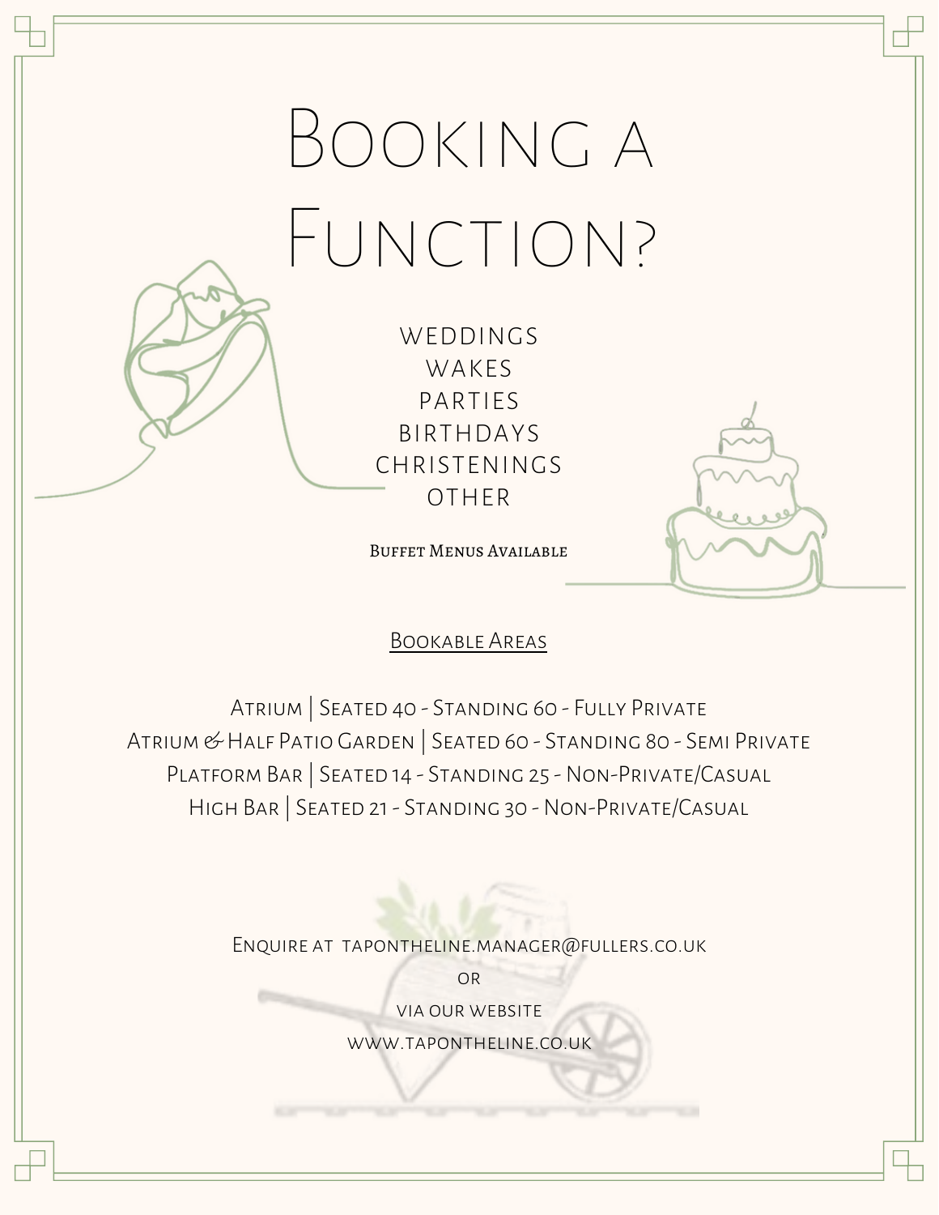# Booking a Function?

WEDDINGS
WAKES
PARTIES
BIRTHDAYS
CHRISTENINGS
OTHER

Buffet Menus Available

## Bookable Areas

Atrium | Seated 40 - Standing 60 - Fully Private
Atrium & Half Patio Garden | Seated 60 - Standing 80 - Semi Private
Platform Bar | Seated 14 - Standing 25 - Non-Private/Casual
High Bar | Seated 21 - Standing 30 - Non-Private/Casual

Enquire at tapontheline.manager@fullers.co.uk
or
via our website
www.tapontheline.co.uk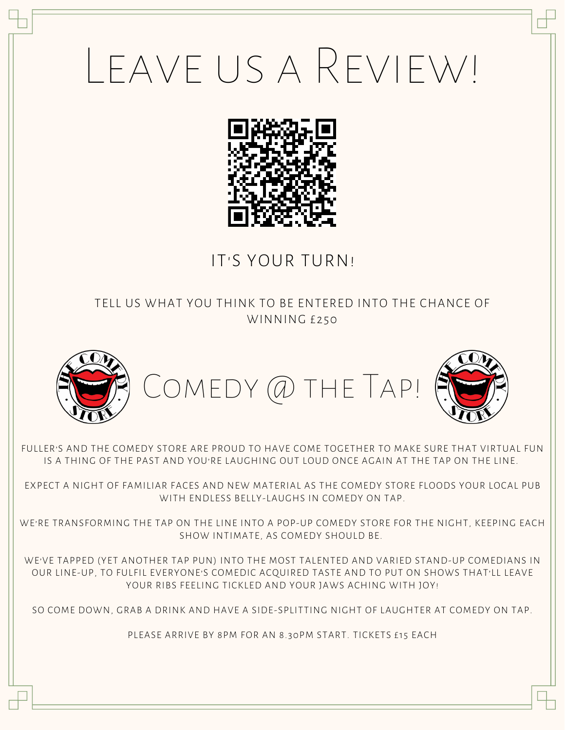# Leave us a Review!

IT'S YOUR TURN!

TELL US WHAT YOU THINK TO BE ENTERED INTO THE CHANCE OF WINNING £250

## Comedy @ the Tap!

FULLER'S AND THE COMEDY STORE ARE PROUD TO HAVE COME TOGETHER TO MAKE SURE THAT VIRTUAL FUN IS A THING OF THE PAST AND YOU'RE LAUGHING OUT LOUD ONCE AGAIN AT THE TAP ON THE LINE.

EXPECT A NIGHT OF FAMILIAR FACES AND NEW MATERIAL AS THE COMEDY STORE FLOODS YOUR LOCAL PUB WITH ENDLESS BELLY-LAUGHS IN COMEDY ON TAP.

WE'RE TRANSFORMING THE TAP ON THE LINE INTO A POP-UP COMEDY STORE FOR THE NIGHT, KEEPING EACH SHOW INTIMATE, AS COMEDY SHOULD BE.

WE'VE TAPPED (YET ANOTHER TAP PUN) INTO THE MOST TALENTED AND VARIED STAND-UP COMEDIANS IN OUR LINE-UP, TO FULFIL EVERYONE'S COMEDIC ACQUIRED TASTE AND TO PUT ON SHOWS THAT'LL LEAVE YOUR RIBS FEELING TICKLED AND YOUR JAWS ACHING WITH JOY!

SO COME DOWN, GRAB A DRINK AND HAVE A SIDE-SPLITTING NIGHT OF LAUGHTER AT COMEDY ON TAP.

PLEASE ARRIVE BY 8PM FOR AN 8.30PM START. TICKETS £15 EACH